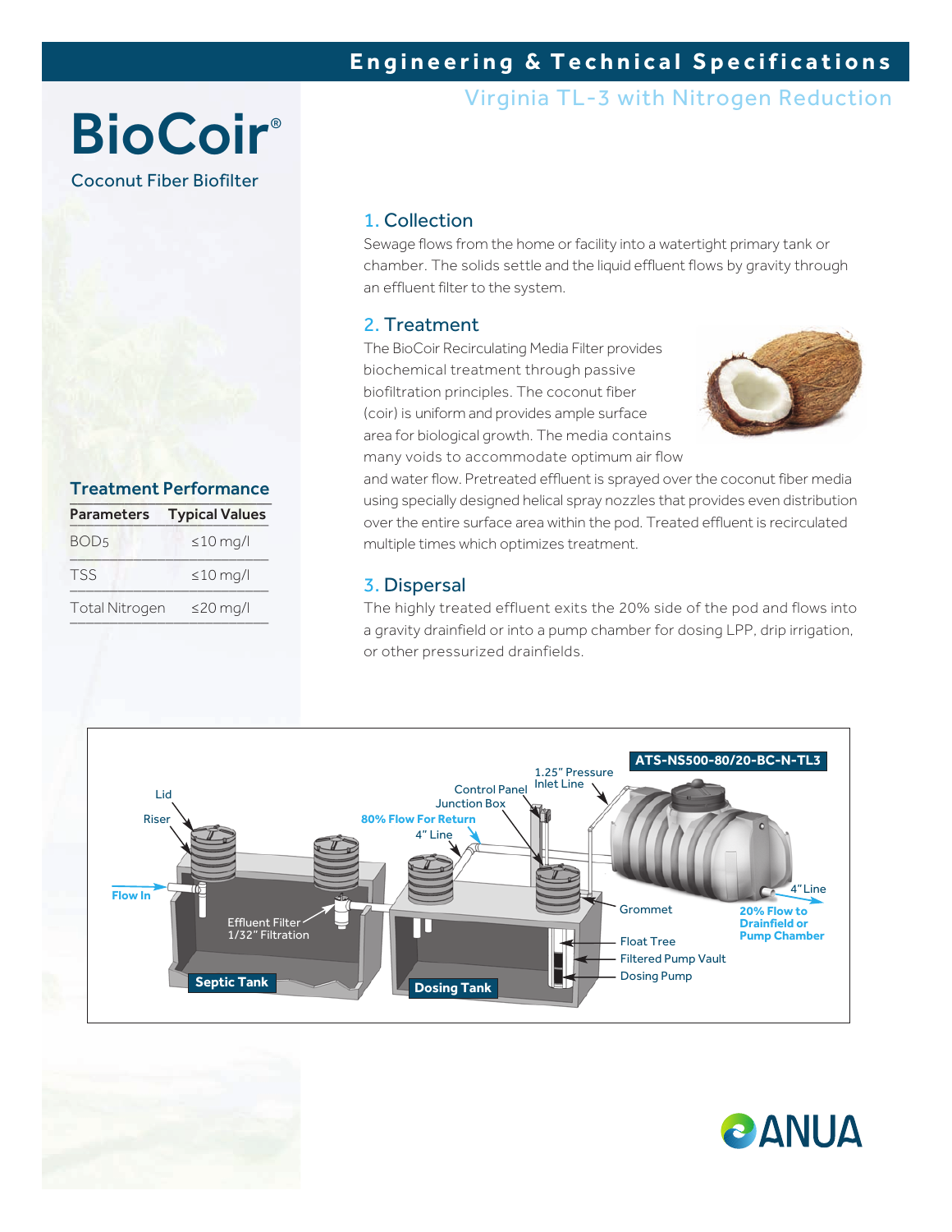## Engineering & Technical Specifications

### Virginia TL-3 with Nitrogen Reduction

# BioCoir®

Coconut Fiber Biofilter

## Treatment Performance

| Parameters | Typical Values |
|---|---|
| $BOD_5$ | ≤10 mg/l |
| TSS | ≤10 mg/l |
| Total Nitrogen | ≤20 mg/l |

## 1. Collection

Sewage flows from the home or facility into a watertight primary tank or chamber. The solids settle and the liquid effluent flows by gravity through an effluent filter to the system.

## 2. Treatment

The BioCoir Recirculating Media Filter provides biochemical treatment through passive biofiltration principles. The coconut fiber (coir) is uniform and provides ample surface area for biological growth. The media contains many voids to accommodate optimum air flow and water flow. Pretreated effluent is sprayed over the coconut fiber media using specially designed helical spray nozzles that provides even distribution over the entire surface area within the pod. Treated effluent is recirculated multiple times which optimizes treatment.

## 3. Dispersal

The highly treated effluent exits the 20% side of the pod and flows into a gravity drainfield or into a pump chamber for dosing LPP, drip irrigation, or other pressurized drainfields.

ATS-NS500-80/20-BC-N-TL3

Lid
Riser
Flow In
Effluent Filter 1/32" Filtration
Septic Tank
Control Panel Junction Box
80% Flow For Return
4" Line
1.25" Pressure Inlet Line
Dosing Tank
Grommet
Float Tree
Filtered Pump Vault
Dosing Pump
4" Line
20% Flow to Drainfield or Pump Chamber

ANUA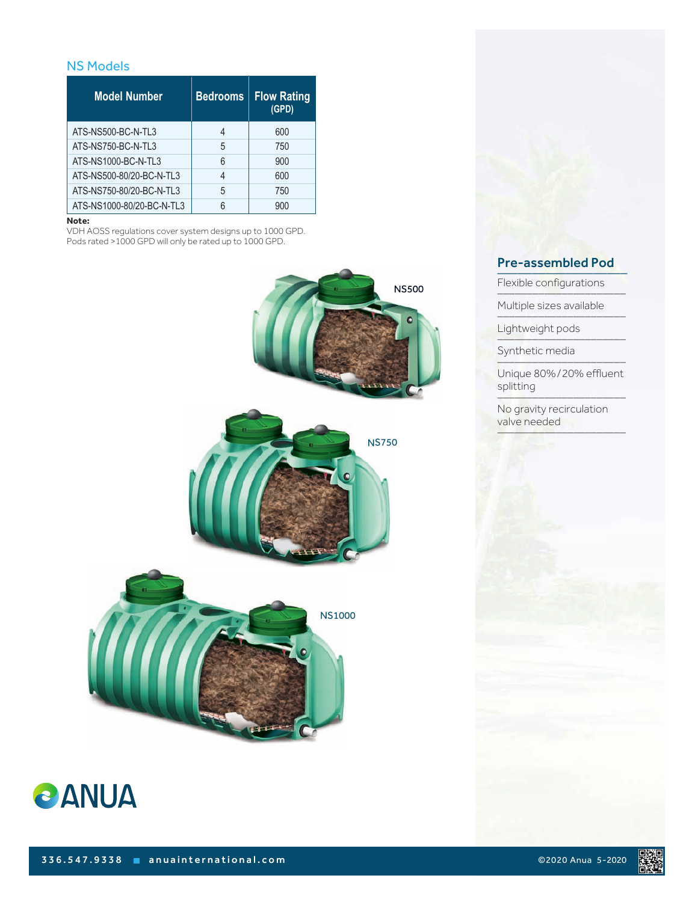## NS Models

| Model Number | Bedrooms | Flow Rating (GPD) |
|---|---|---|
| ATS-NS500-BC-N-TL3 | 4 | 600 |
| ATS-NS750-BC-N-TL3 | 5 | 750 |
| ATS-NS1000-BC-N-TL3 | 6 | 900 |
| ATS-NS500-80/20-BC-N-TL3 | 4 | 600 |
| ATS-NS750-80/20-BC-N-TL3 | 5 | 750 |
| ATS-NS1000-80/20-BC-N-TL3 | 6 | 900 |

**Note:**
VDH AOSS regulations cover system designs up to 1000 GPD.
Pods rated >1000 GPD will only be rated up to 1000 GPD.

NS500

NS750

NS1000

## Pre-assembled Pod

- Flexible configurations
- Multiple sizes available
- Lightweight pods
- Synthetic media
- Unique 80% / 20% effluent splitting
- No gravity recirculation valve needed

ANUA

336.547.9338 ■ anuainternational.com

©2020 Anua 5-2020